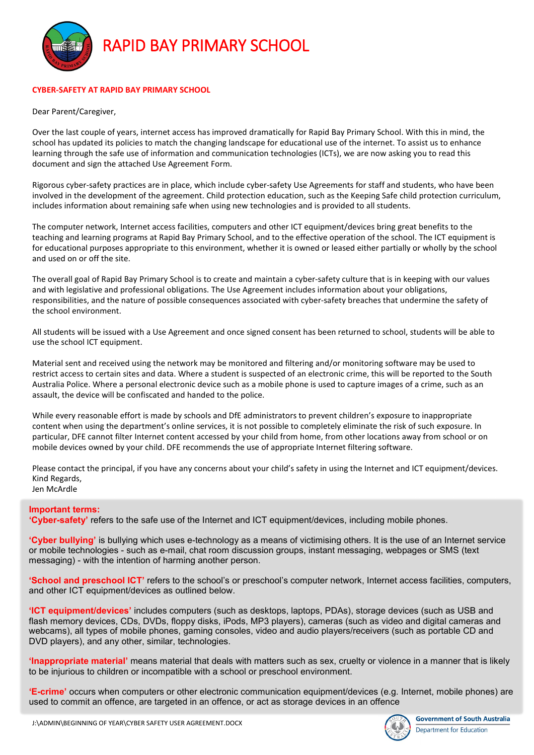# RAPID BAY PRIMARY SCHOOL

## CYBER-SAFETY AT RAPID BAY PRIMARY SCHOOL

Dear Parent/Caregiver,

Over the last couple of years, internet access has improved dramatically for Rapid Bay Primary School. With this in mind, the school has updated its policies to match the changing landscape for educational use of the internet. To assist us to enhance learning through the safe use of information and communication technologies (ICTs), we are now asking you to read this document and sign the attached Use Agreement Form.

Rigorous cyber-safety practices are in place, which include cyber-safety Use Agreements for staff and students, who have been involved in the development of the agreement. Child protection education, such as the Keeping Safe child protection curriculum, includes information about remaining safe when using new technologies and is provided to all students.

The computer network, Internet access facilities, computers and other ICT equipment/devices bring great benefits to the teaching and learning programs at Rapid Bay Primary School, and to the effective operation of the school. The ICT equipment is for educational purposes appropriate to this environment, whether it is owned or leased either partially or wholly by the school and used on or off the site.

The overall goal of Rapid Bay Primary School is to create and maintain a cyber-safety culture that is in keeping with our values and with legislative and professional obligations. The Use Agreement includes information about your obligations, responsibilities, and the nature of possible consequences associated with cyber-safety breaches that undermine the safety of the school environment.

All students will be issued with a Use Agreement and once signed consent has been returned to school, students will be able to use the school ICT equipment.

Material sent and received using the network may be monitored and filtering and/or monitoring software may be used to restrict access to certain sites and data. Where a student is suspected of an electronic crime, this will be reported to the South Australia Police. Where a personal electronic device such as a mobile phone is used to capture images of a crime, such as an assault, the device will be confiscated and handed to the police.

While every reasonable effort is made by schools and DfE administrators to prevent children's exposure to inappropriate content when using the department's online services, it is not possible to completely eliminate the risk of such exposure. In particular, DFE cannot filter Internet content accessed by your child from home, from other locations away from school or on mobile devices owned by your child. DFE recommends the use of appropriate Internet filtering software.

Please contact the principal, if you have any concerns about your child's safety in using the Internet and ICT equipment/devices.
Kind Regards,
Jen McArdle

**Important terms:**
**'Cyber-safety'** refers to the safe use of the Internet and ICT equipment/devices, including mobile phones.

**'Cyber bullying'** is bullying which uses e-technology as a means of victimising others. It is the use of an Internet service or mobile technologies - such as e-mail, chat room discussion groups, instant messaging, webpages or SMS (text messaging) - with the intention of harming another person.

**'School and preschool ICT'** refers to the school's or preschool's computer network, Internet access facilities, computers, and other ICT equipment/devices as outlined below.

**'ICT equipment/devices'** includes computers (such as desktops, laptops, PDAs), storage devices (such as USB and flash memory devices, CDs, DVDs, floppy disks, iPods, MP3 players), cameras (such as video and digital cameras and webcams), all types of mobile phones, gaming consoles, video and audio players/receivers (such as portable CD and DVD players), and any other, similar, technologies.

**'Inappropriate material'** means material that deals with matters such as sex, cruelty or violence in a manner that is likely to be injurious to children or incompatible with a school or preschool environment.

**'E-crime'** occurs when computers or other electronic communication equipment/devices (e.g. Internet, mobile phones) are used to commit an offence, are targeted in an offence, or act as storage devices in an offence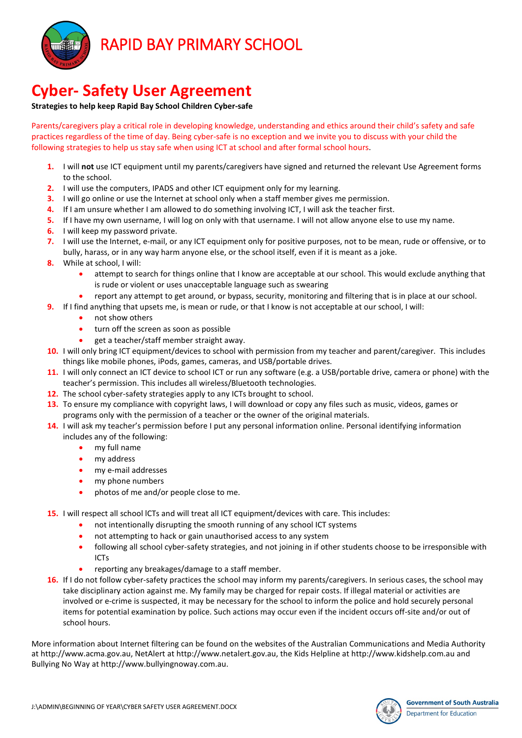# RAPID BAY PRIMARY SCHOOL

# Cyber- Safety User Agreement

**Strategies to help keep Rapid Bay School Children Cyber-safe**

Parents/caregivers play a critical role in developing knowledge, understanding and ethics around their child's safety and safe practices regardless of the time of day. Being cyber-safe is no exception and we invite you to discuss with your child the following strategies to help us stay safe when using ICT at school and after formal school hours.

1. I will **not** use ICT equipment until my parents/caregivers have signed and returned the relevant Use Agreement forms to the school.
2. I will use the computers, IPADS and other ICT equipment only for my learning.
3. I will go online or use the Internet at school only when a staff member gives me permission.
4. If I am unsure whether I am allowed to do something involving ICT, I will ask the teacher first.
5. If I have my own username, I will log on only with that username. I will not allow anyone else to use my name.
6. I will keep my password private.
7. I will use the Internet, e-mail, or any ICT equipment only for positive purposes, not to be mean, rude or offensive, or to bully, harass, or in any way harm anyone else, or the school itself, even if it is meant as a joke.
8. While at school, I will:
   - attempt to search for things online that I know are acceptable at our school. This would exclude anything that is rude or violent or uses unacceptable language such as swearing
   - report any attempt to get around, or bypass, security, monitoring and filtering that is in place at our school.
9. If I find anything that upsets me, is mean or rude, or that I know is not acceptable at our school, I will:
   - not show others
   - turn off the screen as soon as possible
   - get a teacher/staff member straight away.
10. I will only bring ICT equipment/devices to school with permission from my teacher and parent/caregiver. This includes things like mobile phones, iPods, games, cameras, and USB/portable drives.
11. I will only connect an ICT device to school ICT or run any software (e.g. a USB/portable drive, camera or phone) with the teacher's permission. This includes all wireless/Bluetooth technologies.
12. The school cyber-safety strategies apply to any ICTs brought to school.
13. To ensure my compliance with copyright laws, I will download or copy any files such as music, videos, games or programs only with the permission of a teacher or the owner of the original materials.
14. I will ask my teacher's permission before I put any personal information online. Personal identifying information includes any of the following:
   - my full name
   - my address
   - my e-mail addresses
   - my phone numbers
   - photos of me and/or people close to me.
15. I will respect all school ICTs and will treat all ICT equipment/devices with care. This includes:
   - not intentionally disrupting the smooth running of any school ICT systems
   - not attempting to hack or gain unauthorised access to any system
   - following all school cyber-safety strategies, and not joining in if other students choose to be irresponsible with ICTs
   - reporting any breakages/damage to a staff member.
16. If I do not follow cyber-safety practices the school may inform my parents/caregivers. In serious cases, the school may take disciplinary action against me. My family may be charged for repair costs. If illegal material or activities are involved or e-crime is suspected, it may be necessary for the school to inform the police and hold securely personal items for potential examination by police. Such actions may occur even if the incident occurs off-site and/or out of school hours.

More information about Internet filtering can be found on the websites of the Australian Communications and Media Authority at http://www.acma.gov.au, NetAlert at http://www.netalert.gov.au, the Kids Helpline at http://www.kidshelp.com.au and Bullying No Way at http://www.bullyingnoway.com.au.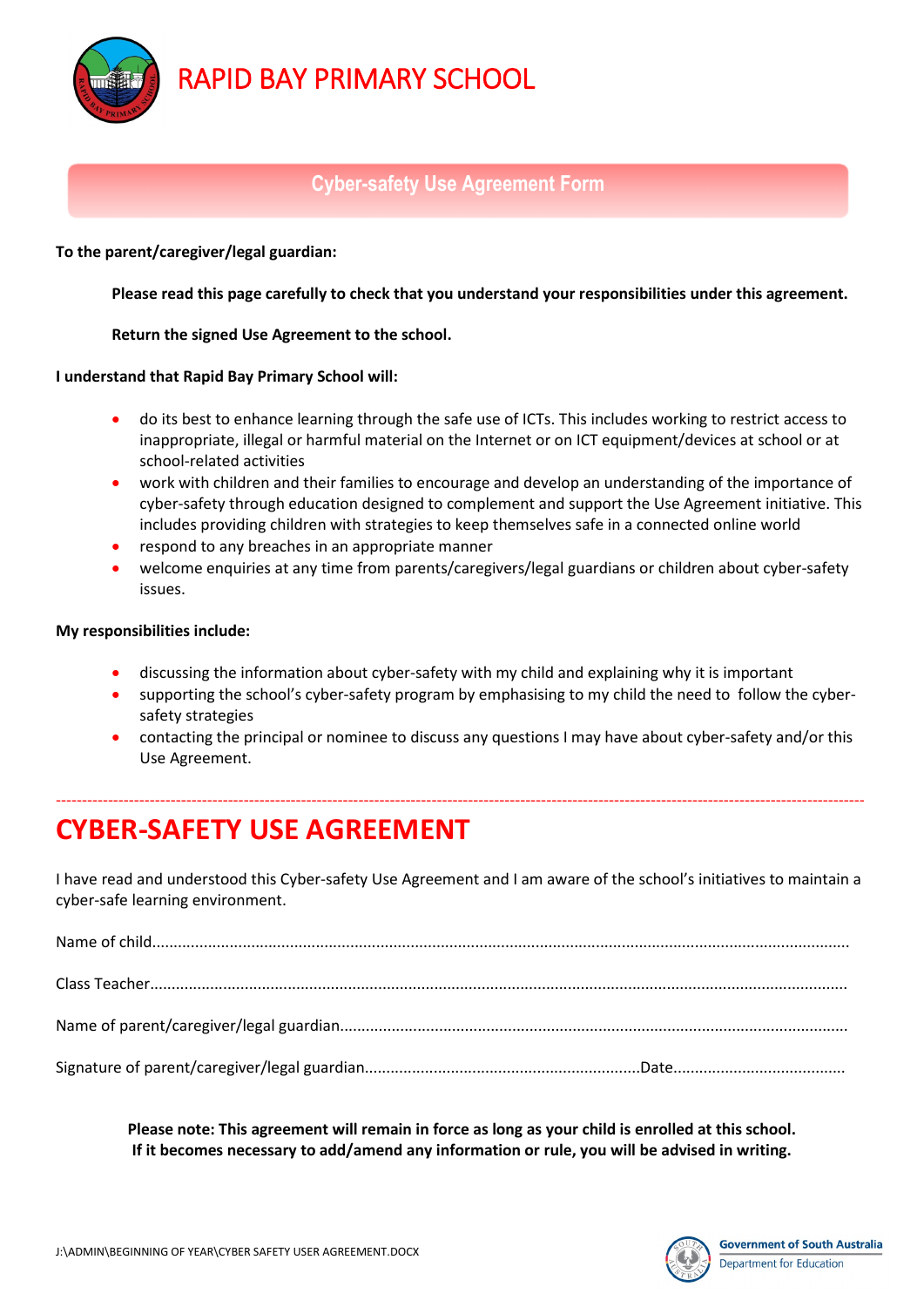# RAPID BAY PRIMARY SCHOOL

## Cyber-safety Use Agreement Form

**To the parent/caregiver/legal guardian:**

**Please read this page carefully to check that you understand your responsibilities under this agreement.**

**Return the signed Use Agreement to the school.**

**I understand that Rapid Bay Primary School will:**

- do its best to enhance learning through the safe use of ICTs. This includes working to restrict access to inappropriate, illegal or harmful material on the Internet or on ICT equipment/devices at school or at school-related activities
- work with children and their families to encourage and develop an understanding of the importance of cyber-safety through education designed to complement and support the Use Agreement initiative. This includes providing children with strategies to keep themselves safe in a connected online world
- respond to any breaches in an appropriate manner
- welcome enquiries at any time from parents/caregivers/legal guardians or children about cyber-safety issues.

**My responsibilities include:**

- discussing the information about cyber-safety with my child and explaining why it is important
- supporting the school's cyber-safety program by emphasising to my child the need to follow the cyber-safety strategies
- contacting the principal or nominee to discuss any questions I may have about cyber-safety and/or this Use Agreement.

---

# CYBER-SAFETY USE AGREEMENT

I have read and understood this Cyber-safety Use Agreement and I am aware of the school's initiatives to maintain a cyber-safe learning environment.

Name of child..........................................................................................................................................

Class Teacher..........................................................................................................................................

Name of parent/caregiver/legal guardian...................................................................................................

Signature of parent/caregiver/legal guardian...............................................................Date.......................................

**Please note: This agreement will remain in force as long as your child is enrolled at this school.**
**If it becomes necessary to add/amend any information or rule, you will be advised in writing.**

J:\ADMIN\BEGINNING OF YEAR\CYBER SAFETY USER AGREEMENT.DOCX

Government of South Australia
Department for Education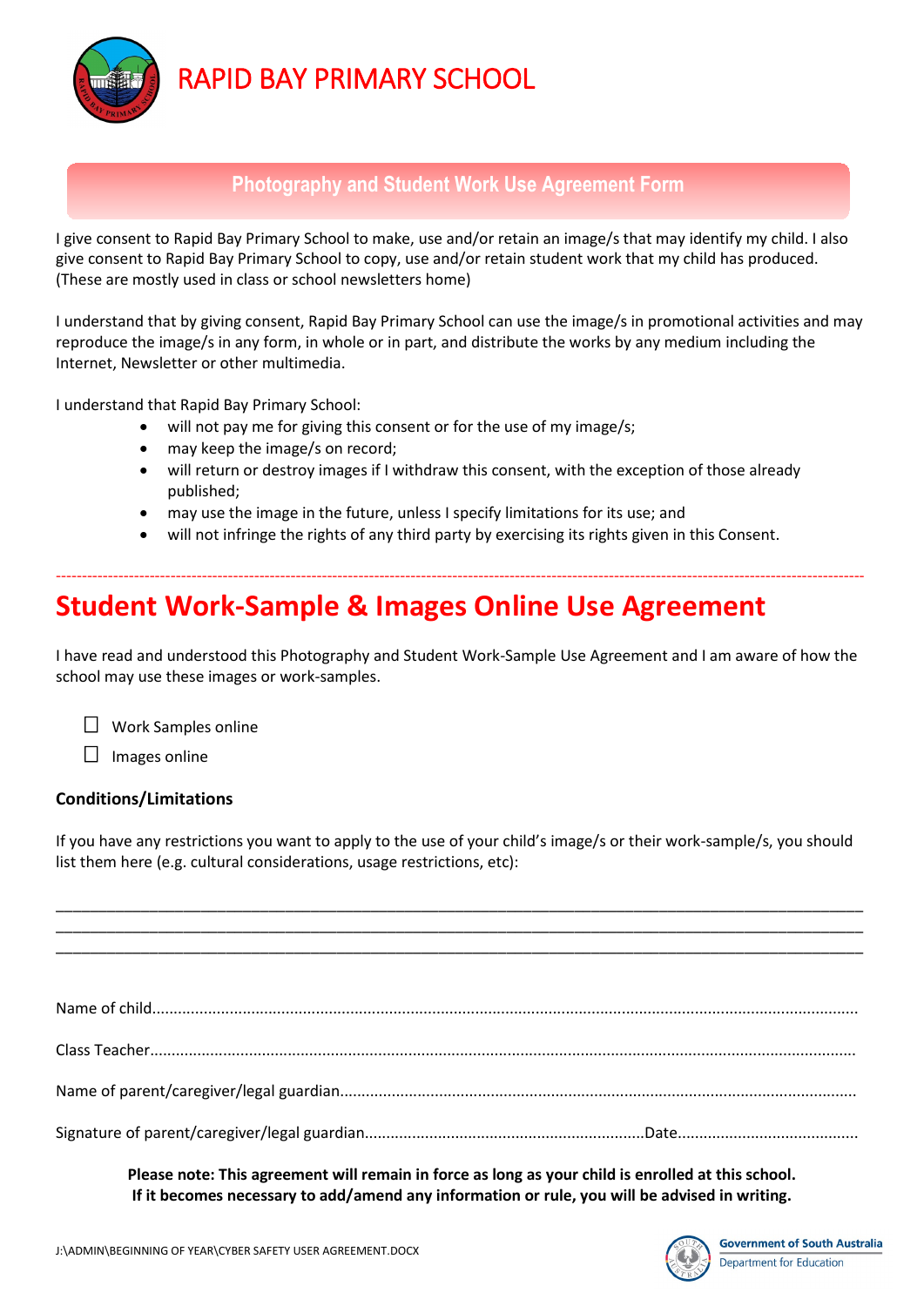# RAPID BAY PRIMARY SCHOOL

## Photography and Student Work Use Agreement Form

I give consent to Rapid Bay Primary School to make, use and/or retain an image/s that may identify my child. I also give consent to Rapid Bay Primary School to copy, use and/or retain student work that my child has produced. (These are mostly used in class or school newsletters home)

I understand that by giving consent, Rapid Bay Primary School can use the image/s in promotional activities and may reproduce the image/s in any form, in whole or in part, and distribute the works by any medium including the Internet, Newsletter or other multimedia.

I understand that Rapid Bay Primary School:

- will not pay me for giving this consent or for the use of my image/s;
- may keep the image/s on record;
- will return or destroy images if I withdraw this consent, with the exception of those already published;
- may use the image in the future, unless I specify limitations for its use; and
- will not infringe the rights of any third party by exercising its rights given in this Consent.

---

# Student Work-Sample & Images Online Use Agreement

I have read and understood this Photography and Student Work-Sample Use Agreement and I am aware of how the school may use these images or work-samples.

☐ Work Samples online

☐ Images online

**Conditions/Limitations**

If you have any restrictions you want to apply to the use of your child's image/s or their work-sample/s, you should list them here (e.g. cultural considerations, usage restrictions, etc):

______________________________________________________________________________

______________________________________________________________________________

______________________________________________________________________________

Name of child..............................................................................................................................................

Class Teacher..............................................................................................................................................

Name of parent/caregiver/legal guardian.....................................................................................................

Signature of parent/caregiver/legal guardian................................................................Date.........................................

**Please note: This agreement will remain in force as long as your child is enrolled at this school.**
**If it becomes necessary to add/amend any information or rule, you will be advised in writing.**

J:\ADMIN\BEGINNING OF YEAR\CYBER SAFETY USER AGREEMENT.DOCX

Government of South Australia
Department for Education